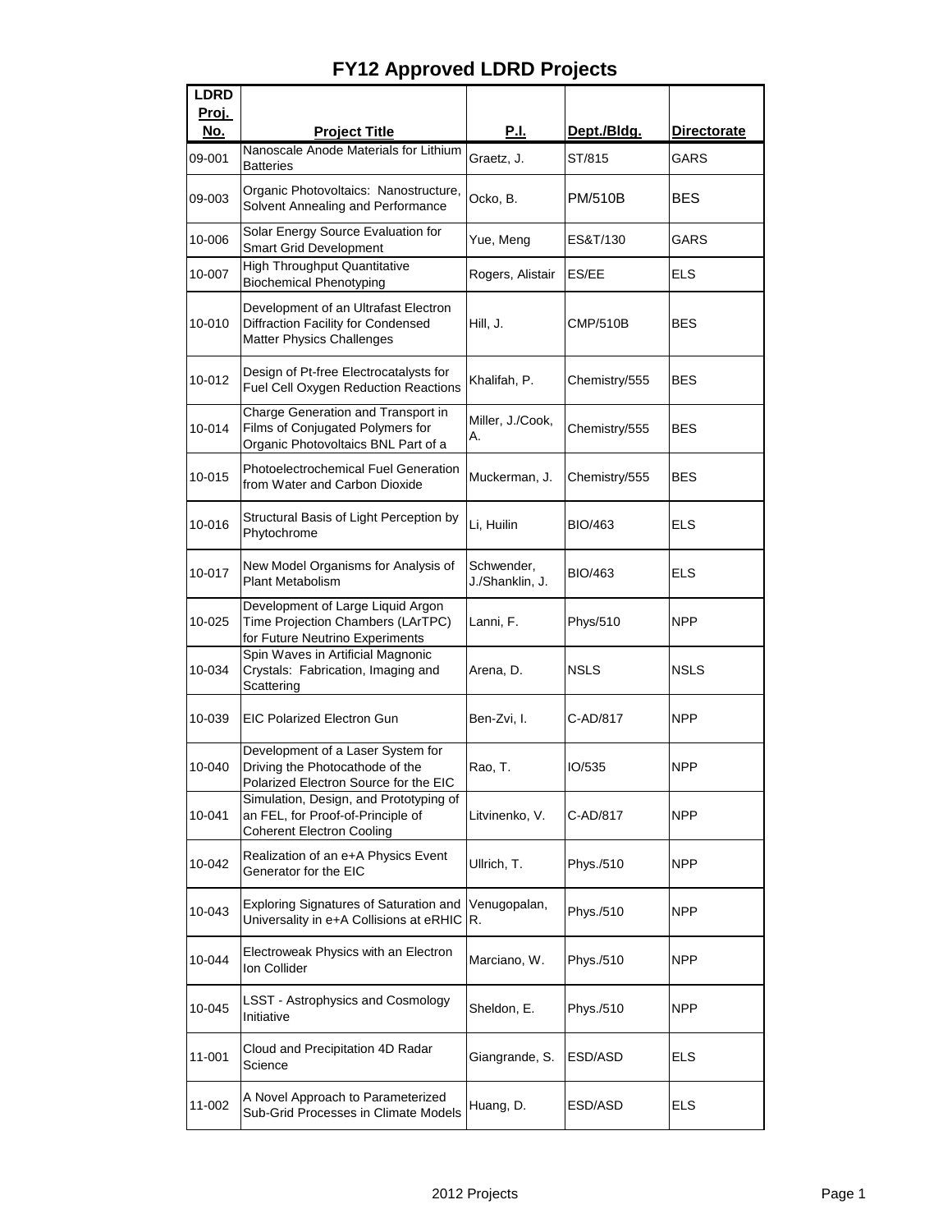# FY12 Approved LDRD Projects

| LDRD Proj. No. | Project Title | P.I. | Dept./Bldg. | Directorate |
|---|---|---|---|---|
| 09-001 | Nanoscale Anode Materials for Lithium Batteries | Graetz, J. | ST/815 | GARS |
| 09-003 | Organic Photovoltaics: Nanostructure, Solvent Annealing and Performance | Ocko, B. | PM/510B | BES |
| 10-006 | Solar Energy Source Evaluation for Smart Grid Development | Yue, Meng | ES&T/130 | GARS |
| 10-007 | High Throughput Quantitative Biochemical Phenotyping | Rogers, Alistair | ES/EE | ELS |
| 10-010 | Development of an Ultrafast Electron Diffraction Facility for Condensed Matter Physics Challenges | Hill, J. | CMP/510B | BES |
| 10-012 | Design of Pt-free Electrocatalysts for Fuel Cell Oxygen Reduction Reactions | Khalifah, P. | Chemistry/555 | BES |
| 10-014 | Charge Generation and Transport in Films of Conjugated Polymers for Organic Photovoltaics BNL Part of a | Miller, J./Cook, A. | Chemistry/555 | BES |
| 10-015 | Photoelectrochemical Fuel Generation from Water and Carbon Dioxide | Muckerman, J. | Chemistry/555 | BES |
| 10-016 | Structural Basis of Light Perception by Phytochrome | Li, Huilin | BIO/463 | ELS |
| 10-017 | New Model Organisms for Analysis of Plant Metabolism | Schwender, J./Shanklin, J. | BIO/463 | ELS |
| 10-025 | Development of Large Liquid Argon Time Projection Chambers (LArTPC) for Future Neutrino Experiments | Lanni, F. | Phys/510 | NPP |
| 10-034 | Spin Waves in Artificial Magnonic Crystals: Fabrication, Imaging and Scattering | Arena, D. | NSLS | NSLS |
| 10-039 | EIC Polarized Electron Gun | Ben-Zvi, I. | C-AD/817 | NPP |
| 10-040 | Development of a Laser System for Driving the Photocathode of the Polarized Electron Source for the EIC | Rao, T. | IO/535 | NPP |
| 10-041 | Simulation, Design, and Prototyping of an FEL, for Proof-of-Principle of Coherent Electron Cooling | Litvinenko, V. | C-AD/817 | NPP |
| 10-042 | Realization of an e+A Physics Event Generator for the EIC | Ullrich, T. | Phys./510 | NPP |
| 10-043 | Exploring Signatures of Saturation and Universality in e+A Collisions at eRHIC | Venugopalan, R. | Phys./510 | NPP |
| 10-044 | Electroweak Physics with an Electron Ion Collider | Marciano, W. | Phys./510 | NPP |
| 10-045 | LSST - Astrophysics and Cosmology Initiative | Sheldon, E. | Phys./510 | NPP |
| 11-001 | Cloud and Precipitation 4D Radar Science | Giangrande, S. | ESD/ASD | ELS |
| 11-002 | A Novel Approach to Parameterized Sub-Grid Processes in Climate Models | Huang, D. | ESD/ASD | ELS |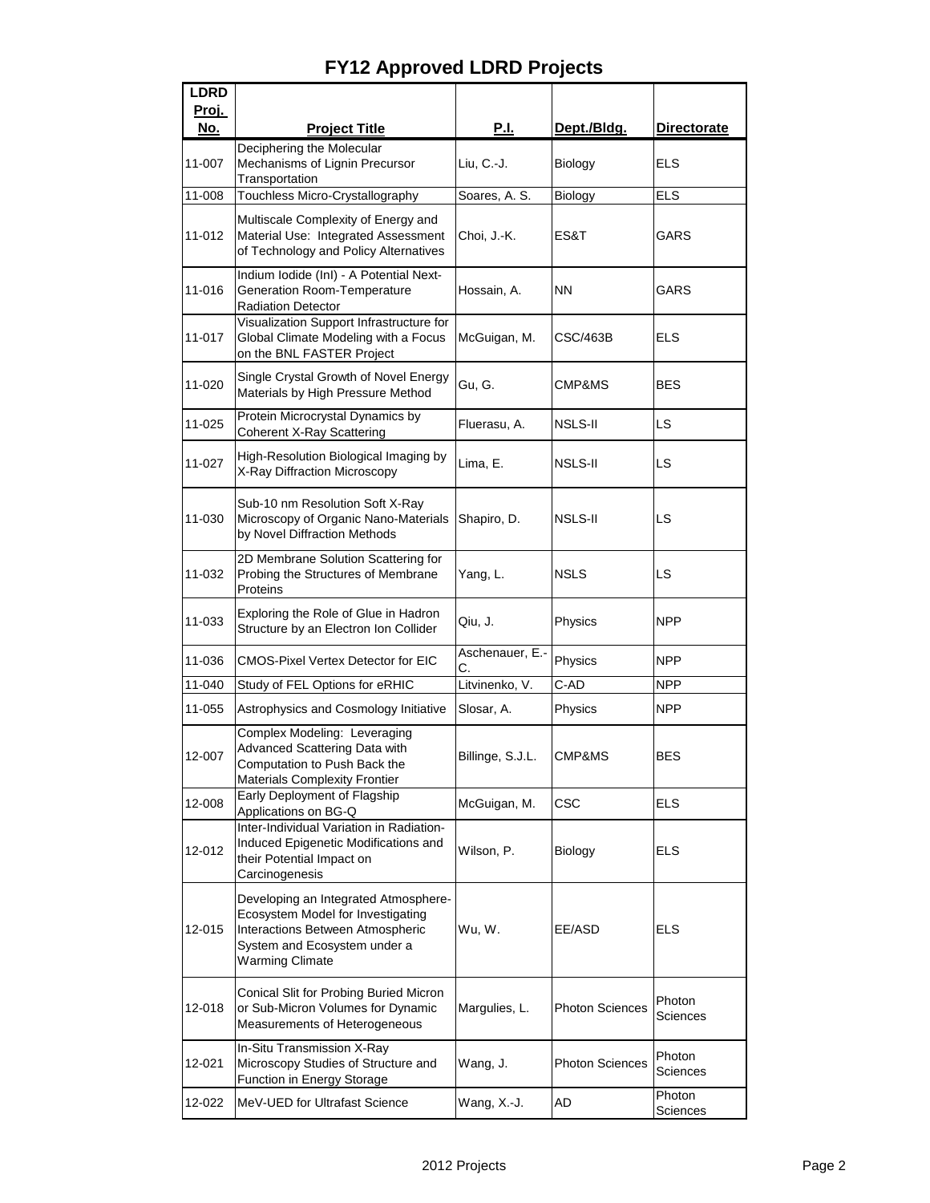# FY12 Approved LDRD Projects

| LDRD Proj. No. | Project Title | P.I. | Dept./Bldg. | Directorate |
|---|---|---|---|---|
| 11-007 | Deciphering the Molecular Mechanisms of Lignin Precursor Transportation | Liu, C.-J. | Biology | ELS |
| 11-008 | Touchless Micro-Crystallography | Soares, A. S. | Biology | ELS |
| 11-012 | Multiscale Complexity of Energy and Material Use: Integrated Assessment of Technology and Policy Alternatives | Choi, J.-K. | ES&T | GARS |
| 11-016 | Indium Iodide (InI) - A Potential Next-Generation Room-Temperature Radiation Detector | Hossain, A. | NN | GARS |
| 11-017 | Visualization Support Infrastructure for Global Climate Modeling with a Focus on the BNL FASTER Project | McGuigan, M. | CSC/463B | ELS |
| 11-020 | Single Crystal Growth of Novel Energy Materials by High Pressure Method | Gu, G. | CMP&MS | BES |
| 11-025 | Protein Microcrystal Dynamics by Coherent X-Ray Scattering | Fluerasu, A. | NSLS-II | LS |
| 11-027 | High-Resolution Biological Imaging by X-Ray Diffraction Microscopy | Lima, E. | NSLS-II | LS |
| 11-030 | Sub-10 nm Resolution Soft X-Ray Microscopy of Organic Nano-Materials by Novel Diffraction Methods | Shapiro, D. | NSLS-II | LS |
| 11-032 | 2D Membrane Solution Scattering for Probing the Structures of Membrane Proteins | Yang, L. | NSLS | LS |
| 11-033 | Exploring the Role of Glue in Hadron Structure by an Electron Ion Collider | Qiu, J. | Physics | NPP |
| 11-036 | CMOS-Pixel Vertex Detector for EIC | Aschenauer, E.-C. | Physics | NPP |
| 11-040 | Study of FEL Options for eRHIC | Litvinenko, V. | C-AD | NPP |
| 11-055 | Astrophysics and Cosmology Initiative | Slosar, A. | Physics | NPP |
| 12-007 | Complex Modeling: Leveraging Advanced Scattering Data with Computation to Push Back the Materials Complexity Frontier | Billinge, S.J.L. | CMP&MS | BES |
| 12-008 | Early Deployment of Flagship Applications on BG-Q | McGuigan, M. | CSC | ELS |
| 12-012 | Inter-Individual Variation in Radiation-Induced Epigenetic Modifications and their Potential Impact on Carcinogenesis | Wilson, P. | Biology | ELS |
| 12-015 | Developing an Integrated Atmosphere-Ecosystem Model for Investigating Interactions Between Atmospheric System and Ecosystem under a Warming Climate | Wu, W. | EE/ASD | ELS |
| 12-018 | Conical Slit for Probing Buried Micron or Sub-Micron Volumes for Dynamic Measurements of Heterogeneous | Margulies, L. | Photon Sciences | Photon Sciences |
| 12-021 | In-Situ Transmission X-Ray Microscopy Studies of Structure and Function in Energy Storage | Wang, J. | Photon Sciences | Photon Sciences |
| 12-022 | MeV-UED for Ultrafast Science | Wang, X.-J. | AD | Photon Sciences |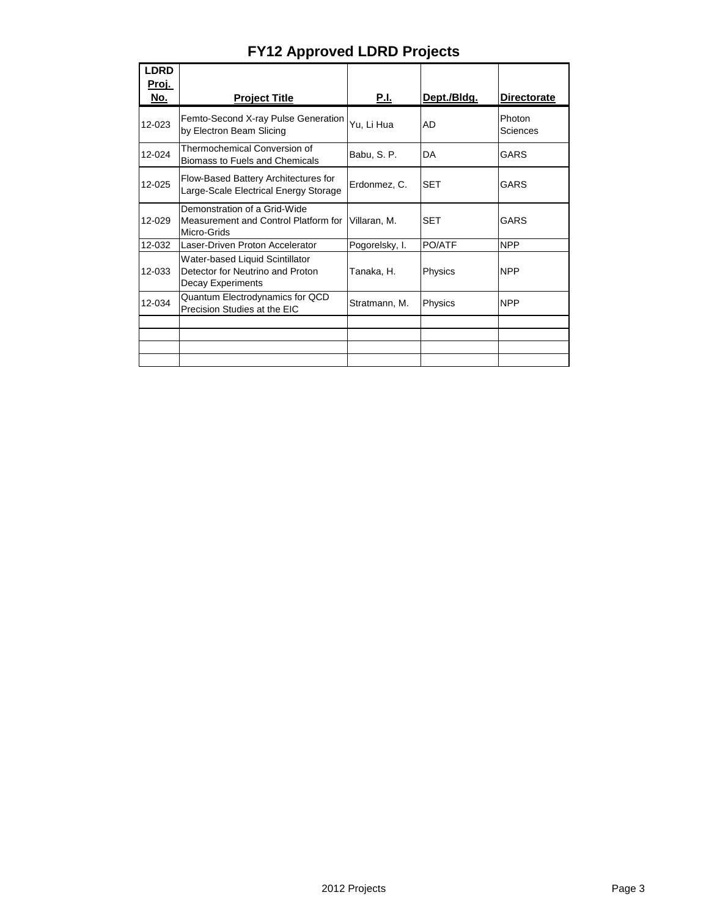# FY12 Approved LDRD Projects

| LDRD Proj. No. | Project Title | P.I. | Dept./Bldg. | Directorate |
|---|---|---|---|---|
| 12-023 | Femto-Second X-ray Pulse Generation by Electron Beam Slicing | Yu, Li Hua | AD | Photon Sciences |
| 12-024 | Thermochemical Conversion of Biomass to Fuels and Chemicals | Babu, S. P. | DA | GARS |
| 12-025 | Flow-Based Battery Architectures for Large-Scale Electrical Energy Storage | Erdonmez, C. | SET | GARS |
| 12-029 | Demonstration of a Grid-Wide Measurement and Control Platform for Micro-Grids | Villaran, M. | SET | GARS |
| 12-032 | Laser-Driven Proton Accelerator | Pogorelsky, I. | PO/ATF | NPP |
| 12-033 | Water-based Liquid Scintillator Detector for Neutrino and Proton Decay Experiments | Tanaka, H. | Physics | NPP |
| 12-034 | Quantum Electrodynamics for QCD Precision Studies at the EIC | Stratmann, M. | Physics | NPP |
| | | | | |
| | | | | |
| | | | | |
| | | | | |